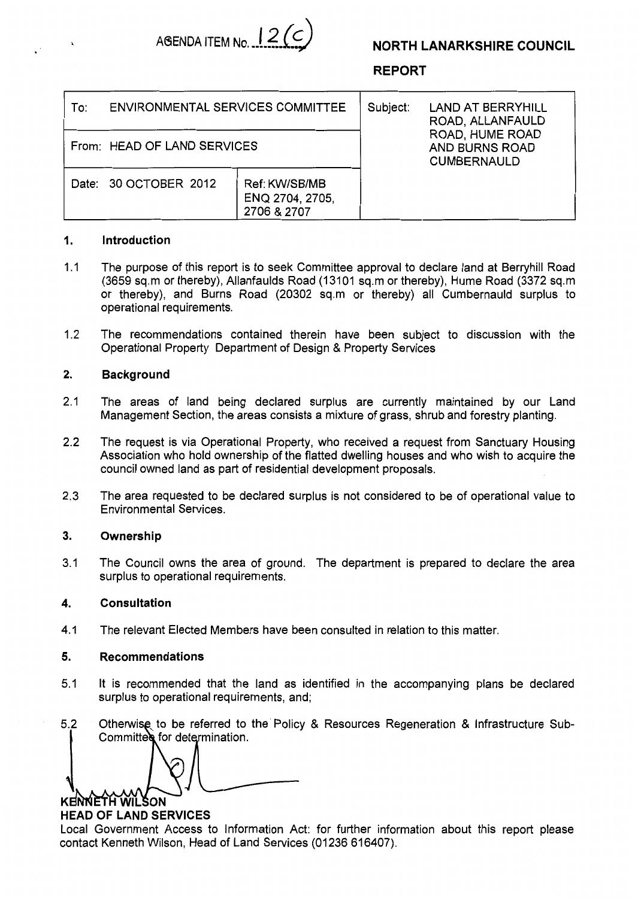AGENDA ITEM No. 12(c)

**NORTH LANARKSHIRE COUNCIL**

**REPORT**

| To: ENVIRONMENTAL SERVICES COMMITTEE | | Subject: LAND AT BERRYHILL ROAD, ALLANFAULD ROAD, HUME ROAD AND BURNS ROAD CUMBERNAULD |
|---|---|---|
| From: HEAD OF LAND SERVICES | | |
| Date: 30 OCTOBER 2012 | Ref: KW/SB/MB ENQ 2704, 2705, 2706 & 2707 | |

## 1. Introduction

1.1 The purpose of this report is to seek Committee approval to declare land at Berryhill Road (3659 sq.m or thereby), Allanfaulds Road (13101 sq.m or thereby), Hume Road (3372 sq.m or thereby), and Burns Road (20302 sq.m or thereby) all Cumbernauld surplus to operational requirements.

1.2 The recommendations contained therein have been subject to discussion with the Operational Property Department of Design & Property Services

## 2. Background

2.1 The areas of land being declared surplus are currently maintained by our Land Management Section, the areas consists a mixture of grass, shrub and forestry planting.

2.2 The request is via Operational Property, who received a request from Sanctuary Housing Association who hold ownership of the flatted dwelling houses and who wish to acquire the council owned land as part of residential development proposals.

2.3 The area requested to be declared surplus is not considered to be of operational value to Environmental Services.

## 3. Ownership

3.1 The Council owns the area of ground. The department is prepared to declare the area surplus to operational requirements.

## 4. Consultation

4.1 The relevant Elected Members have been consulted in relation to this matter.

## 5. Recommendations

5.1 It is recommended that the land as identified in the accompanying plans be declared surplus to operational requirements, and;

5.2 Otherwise to be referred to the Policy & Resources Regeneration & Infrastructure Sub-Committee for determination.

**KENNETH WILSON**
**HEAD OF LAND SERVICES**

Local Government Access to Information Act: for further information about this report please contact Kenneth Wilson, Head of Land Services (01236 616407).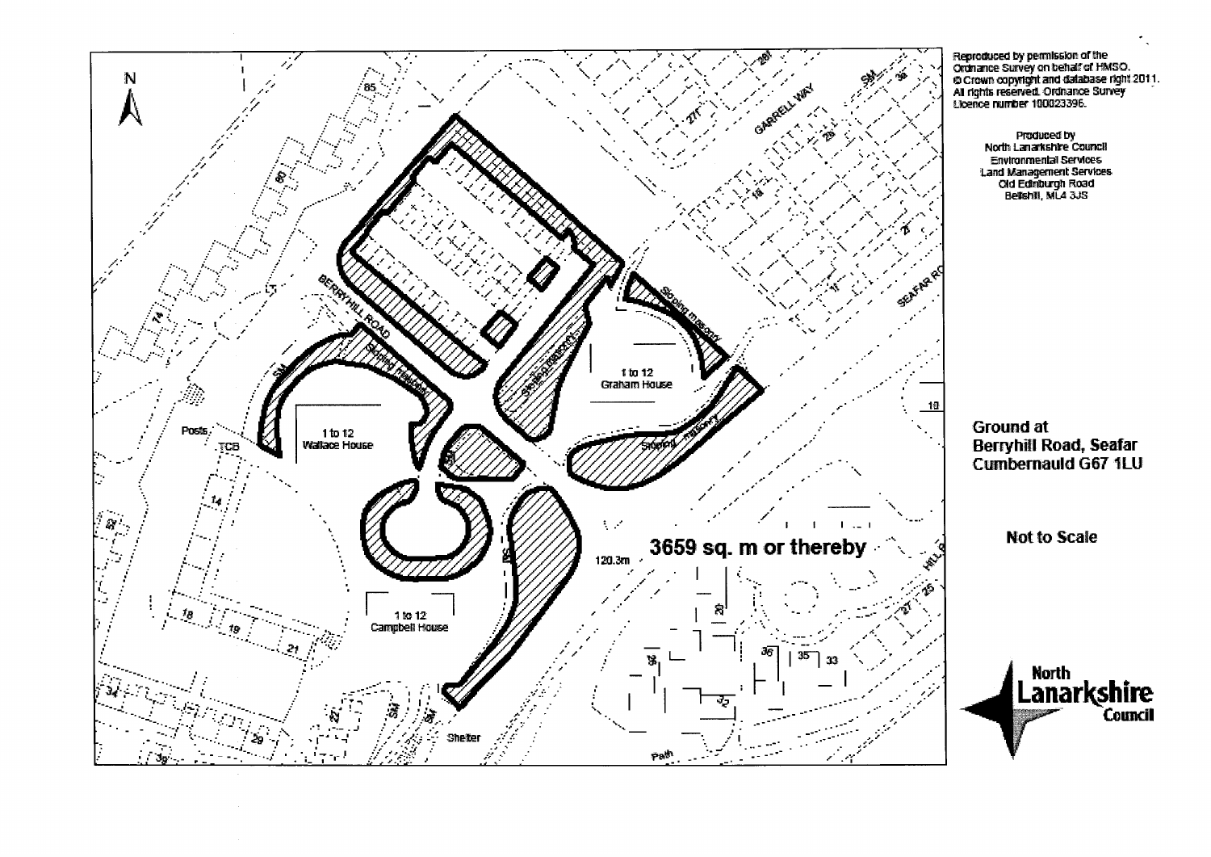Reproduced by permission of the Ordnance Survey on behalf of HMSO. © Crown copyright and database right 2011. All rights reserved. Ordnance Survey Licence number 100023396.

Produced by
North Lanarkshire Council
Environmental Services
Land Management Services
Old Edinburgh Road
Bellshill, ML4 3JS

**Ground at Berryhill Road, Seafar Cumbernauld G67 1LU**

**Not to Scale**

**3659 sq. m or thereby**

N

BERRYHILL ROAD

GARRELL WAY

SEAFAR RO

Sloping masonry

1 to 12 Graham House

1 to 12 Wallace House

1 to 12 Campbell House

Posts

TCB

SM

120.3m

Shelter

Path

**North Lanarkshire Council**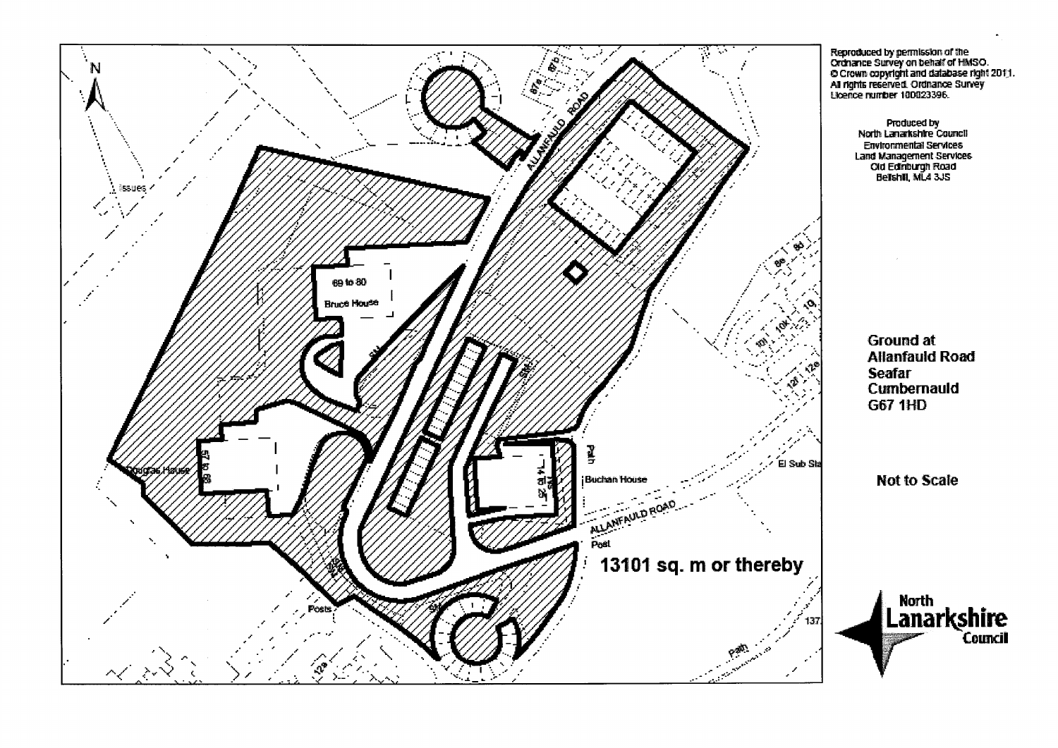Reproduced by permission of the Ordnance Survey on behalf of HMSO.
© Crown copyright and database right 2011.
All rights reserved. Ordnance Survey Licence number 100023396.

Produced by
North Lanarkshire Council
Environmental Services
Land Management Services
Old Edinburgh Road
Bellshill, ML4 3JS

**Ground at
Allanfauld Road
Seafar
Cumbernauld
G67 1HD**

**Not to Scale**

N

ALLANFAULD ROAD

Issues

69 to 80
Bruce House

Douglas House

57 to 68

Buchan House

14 to 25

Path

El Sub Sta

ALLANFAULD ROAD

Post

Posts

Path

**13101 sq. m or thereby**

North Lanarkshire Council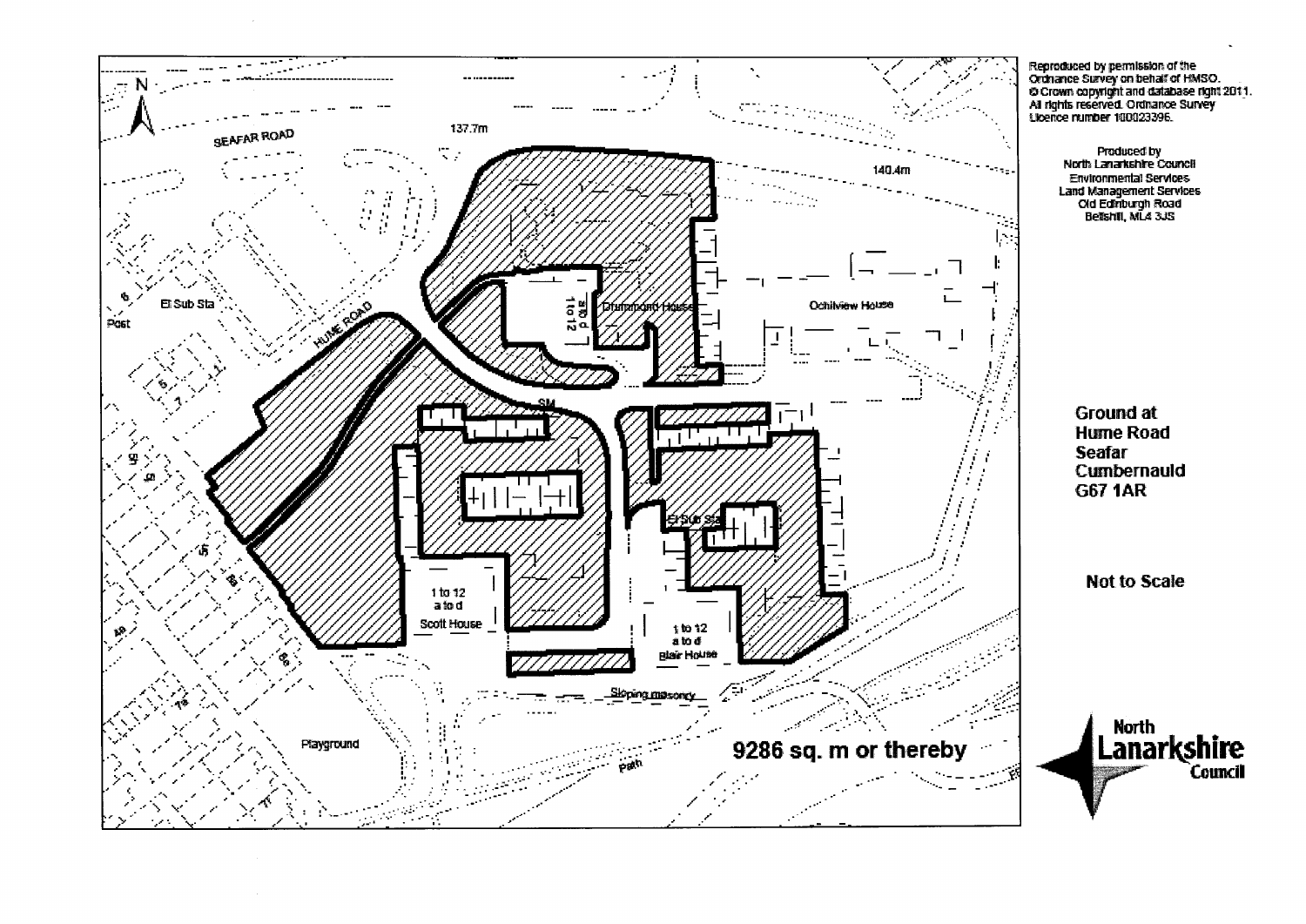Reproduced by permission of the Ordnance Survey on behalf of HMSO. © Crown copyright and database right 2011. All rights reserved. Ordnance Survey Licence number 100023396.

Produced by
North Lanarkshire Council
Environmental Services
Land Management Services
Old Edinburgh Road
Bellshill, ML4 3JS

**Ground at Hume Road Seafar Cumbernauld G67 1AR**

**Not to Scale**

**9286 sq. m or thereby**

North Lanarkshire Council

N

SEAFAR ROAD

HUME ROAD

137.7m

140.4m

El Sub Sta

Post

Drummond House

1 to 12 a to d

Ochilview House

SM

1 to 12 a to d Scott House

El Sub Sta

1 to 12 a to d Blair House

Sloping masonry

Playground

Path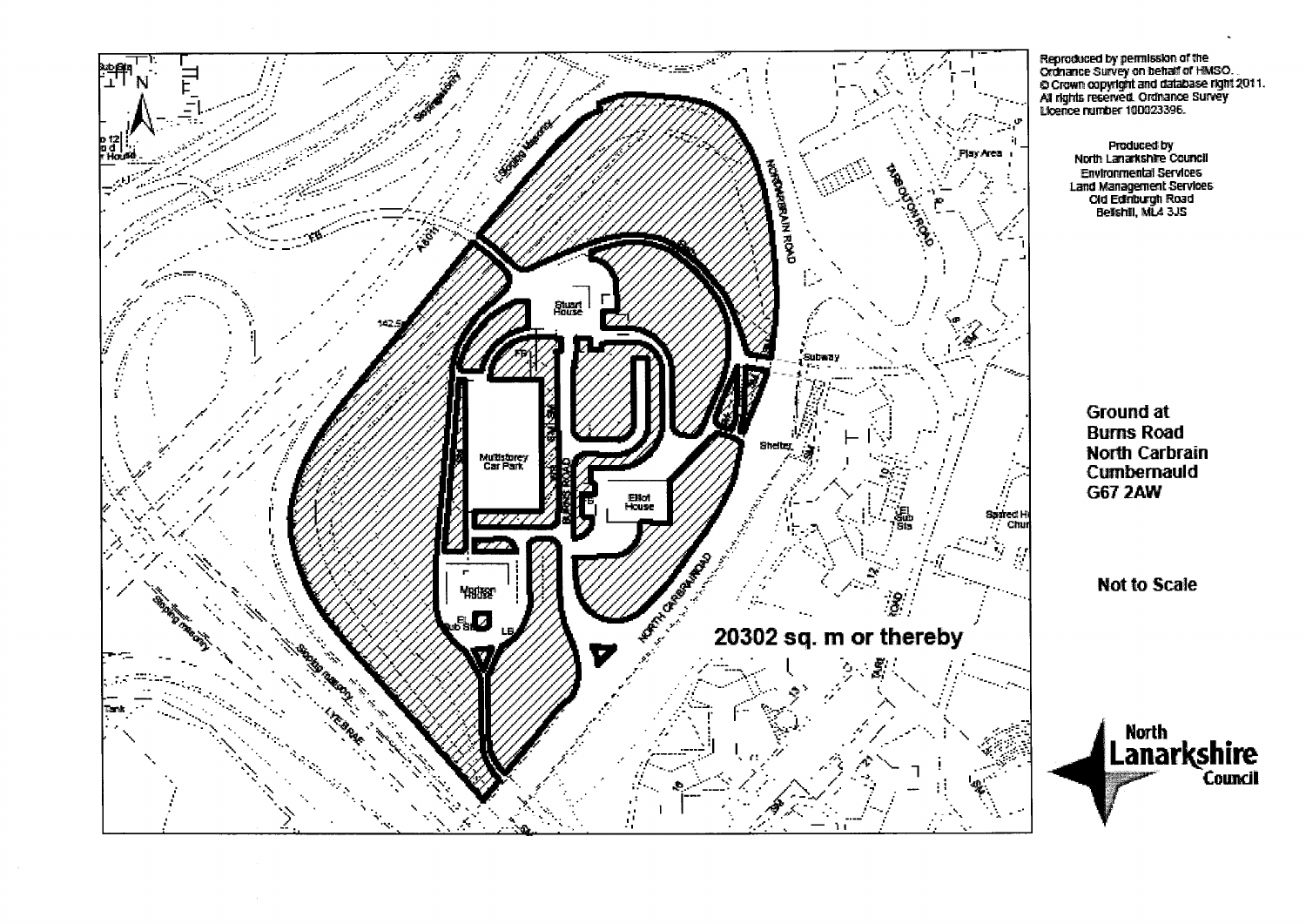Reproduced by permission of the Ordnance Survey on behalf of HMSO.
© Crown copyright and database right 2011.
All rights reserved. Ordnance Survey Licence number 100023396.

Produced by
North Lanarkshire Council
Environmental Services
Land Management Services
Old Edinburgh Road
Bellshill, ML4 3JS

**Ground at**
**Burns Road**
**North Carbrain**
**Cumbernauld**
**G67 2AW**

**Not to Scale**

**20302 sq. m or thereby**

North Lanarkshire Council